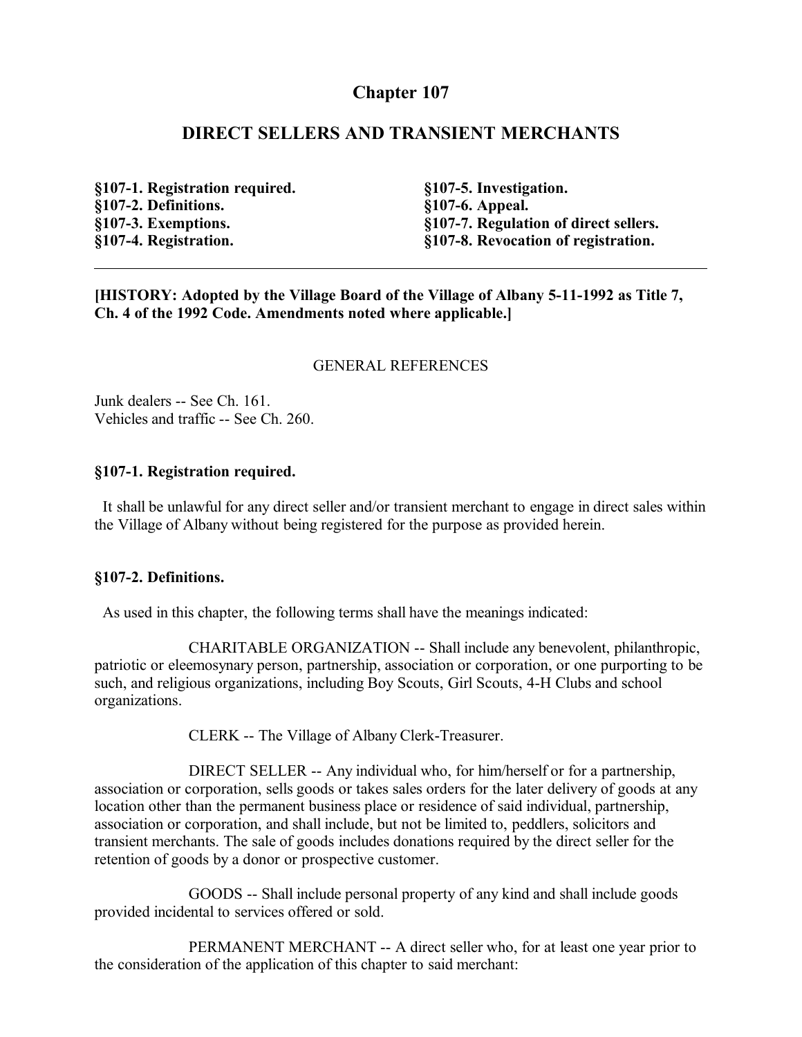# Chapter 107

## DIRECT SELLERS AND TRANSIENT MERCHANTS

**§107-1. Registration required.**
**§107-2. Definitions.**
**§107-3. Exemptions.**
**§107-4. Registration.**
**§107-5. Investigation.**
**§107-6. Appeal.**
**§107-7. Regulation of direct sellers.**
**§107-8. Revocation of registration.**

---

**[HISTORY: Adopted by the Village Board of the Village of Albany 5-11-1992 as Title 7, Ch. 4 of the 1992 Code. Amendments noted where applicable.]**

GENERAL REFERENCES

Junk dealers -- See Ch. 161.
Vehicles and traffic -- See Ch. 260.

### §107-1. Registration required.

It shall be unlawful for any direct seller and/or transient merchant to engage in direct sales within the Village of Albany without being registered for the purpose as provided herein.

### §107-2. Definitions.

As used in this chapter, the following terms shall have the meanings indicated:

CHARITABLE ORGANIZATION -- Shall include any benevolent, philanthropic, patriotic or eleemosynary person, partnership, association or corporation, or one purporting to be such, and religious organizations, including Boy Scouts, Girl Scouts, 4-H Clubs and school organizations.

CLERK -- The Village of Albany Clerk-Treasurer.

DIRECT SELLER -- Any individual who, for him/herself or for a partnership, association or corporation, sells goods or takes sales orders for the later delivery of goods at any location other than the permanent business place or residence of said individual, partnership, association or corporation, and shall include, but not be limited to, peddlers, solicitors and transient merchants. The sale of goods includes donations required by the direct seller for the retention of goods by a donor or prospective customer.

GOODS -- Shall include personal property of any kind and shall include goods provided incidental to services offered or sold.

PERMANENT MERCHANT -- A direct seller who, for at least one year prior to the consideration of the application of this chapter to said merchant: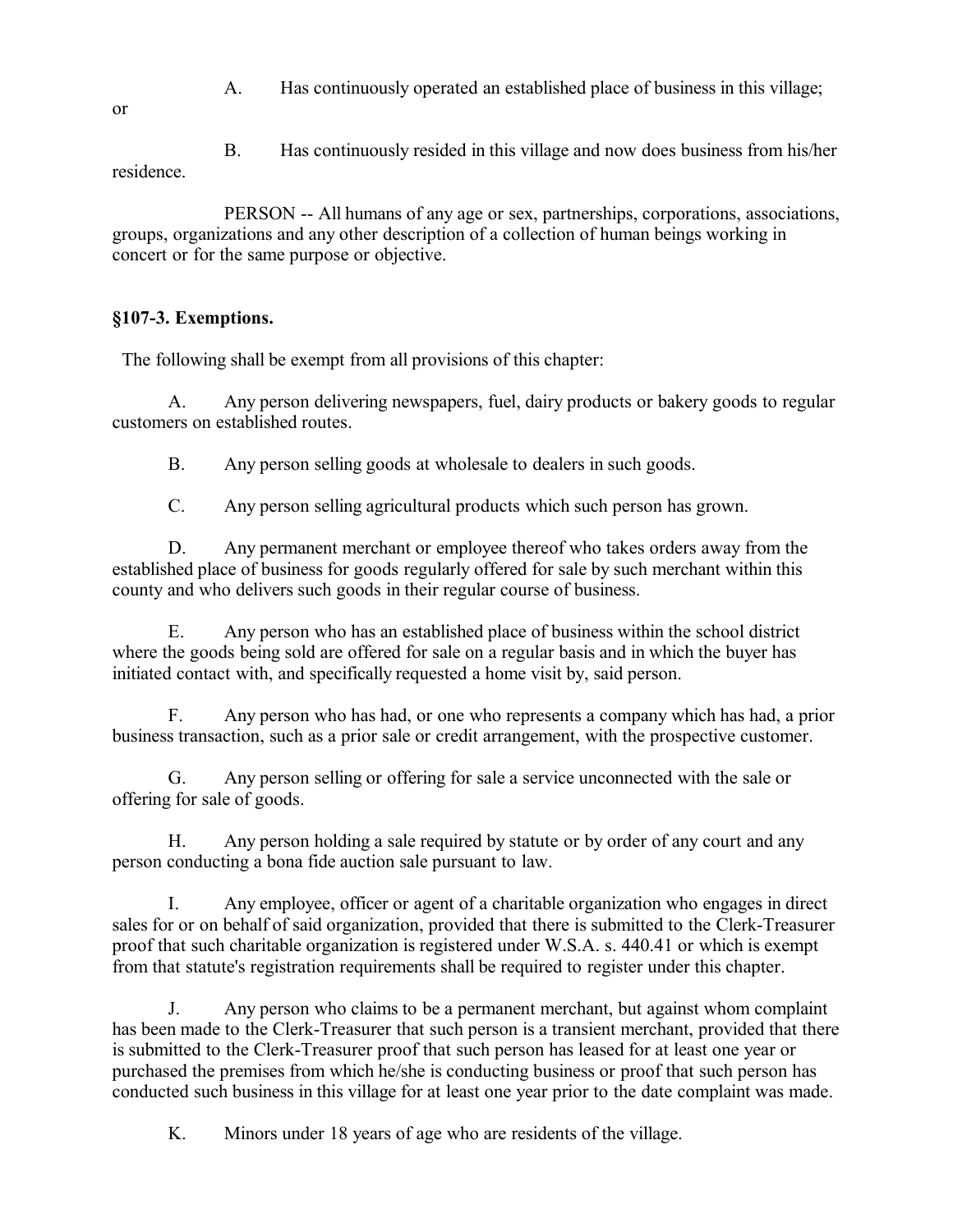A. Has continuously operated an established place of business in this village; or

B. Has continuously resided in this village and now does business from his/her residence.

PERSON -- All humans of any age or sex, partnerships, corporations, associations, groups, organizations and any other description of a collection of human beings working in concert or for the same purpose or objective.

### §107-3. Exemptions.

The following shall be exempt from all provisions of this chapter:

A. Any person delivering newspapers, fuel, dairy products or bakery goods to regular customers on established routes.

B. Any person selling goods at wholesale to dealers in such goods.

C. Any person selling agricultural products which such person has grown.

D. Any permanent merchant or employee thereof who takes orders away from the established place of business for goods regularly offered for sale by such merchant within this county and who delivers such goods in their regular course of business.

E. Any person who has an established place of business within the school district where the goods being sold are offered for sale on a regular basis and in which the buyer has initiated contact with, and specifically requested a home visit by, said person.

F. Any person who has had, or one who represents a company which has had, a prior business transaction, such as a prior sale or credit arrangement, with the prospective customer.

G. Any person selling or offering for sale a service unconnected with the sale or offering for sale of goods.

H. Any person holding a sale required by statute or by order of any court and any person conducting a bona fide auction sale pursuant to law.

I. Any employee, officer or agent of a charitable organization who engages in direct sales for or on behalf of said organization, provided that there is submitted to the Clerk-Treasurer proof that such charitable organization is registered under W.S.A. s. 440.41 or which is exempt from that statute's registration requirements shall be required to register under this chapter.

J. Any person who claims to be a permanent merchant, but against whom complaint has been made to the Clerk-Treasurer that such person is a transient merchant, provided that there is submitted to the Clerk-Treasurer proof that such person has leased for at least one year or purchased the premises from which he/she is conducting business or proof that such person has conducted such business in this village for at least one year prior to the date complaint was made.

K. Minors under 18 years of age who are residents of the village.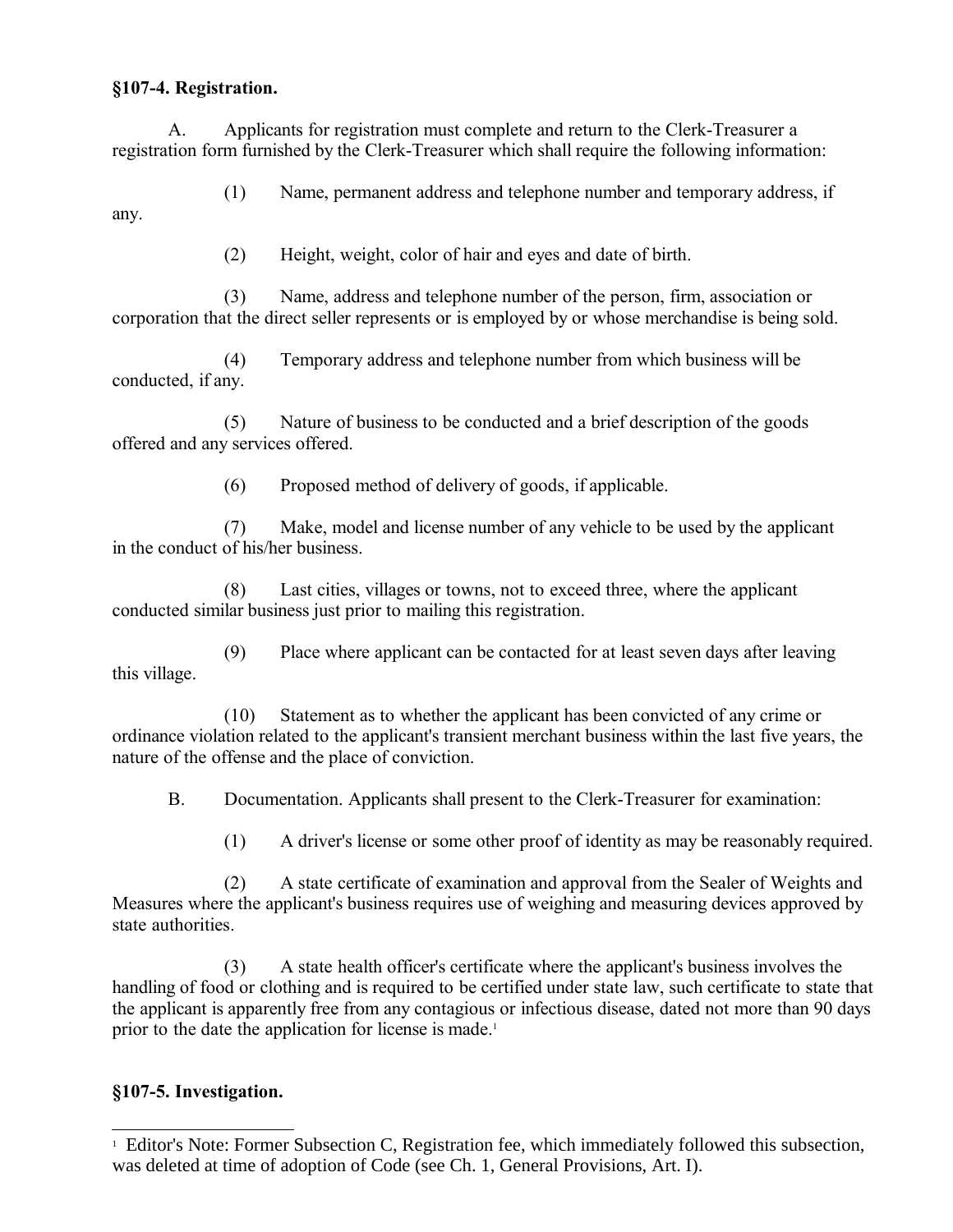### §107-4. Registration.

A. Applicants for registration must complete and return to the Clerk-Treasurer a registration form furnished by the Clerk-Treasurer which shall require the following information:

(1) Name, permanent address and telephone number and temporary address, if any.

(2) Height, weight, color of hair and eyes and date of birth.

(3) Name, address and telephone number of the person, firm, association or corporation that the direct seller represents or is employed by or whose merchandise is being sold.

(4) Temporary address and telephone number from which business will be conducted, if any.

(5) Nature of business to be conducted and a brief description of the goods offered and any services offered.

(6) Proposed method of delivery of goods, if applicable.

(7) Make, model and license number of any vehicle to be used by the applicant in the conduct of his/her business.

(8) Last cities, villages or towns, not to exceed three, where the applicant conducted similar business just prior to mailing this registration.

(9) Place where applicant can be contacted for at least seven days after leaving this village.

(10) Statement as to whether the applicant has been convicted of any crime or ordinance violation related to the applicant's transient merchant business within the last five years, the nature of the offense and the place of conviction.

B. Documentation. Applicants shall present to the Clerk-Treasurer for examination:

(1) A driver's license or some other proof of identity as may be reasonably required.

(2) A state certificate of examination and approval from the Sealer of Weights and Measures where the applicant's business requires use of weighing and measuring devices approved by state authorities.

(3) A state health officer's certificate where the applicant's business involves the handling of food or clothing and is required to be certified under state law, such certificate to state that the applicant is apparently free from any contagious or infectious disease, dated not more than 90 days prior to the date the application for license is made.[1]

### §107-5. Investigation.

---

[1] Editor's Note: Former Subsection C, Registration fee, which immediately followed this subsection, was deleted at time of adoption of Code (see Ch. 1, General Provisions, Art. I).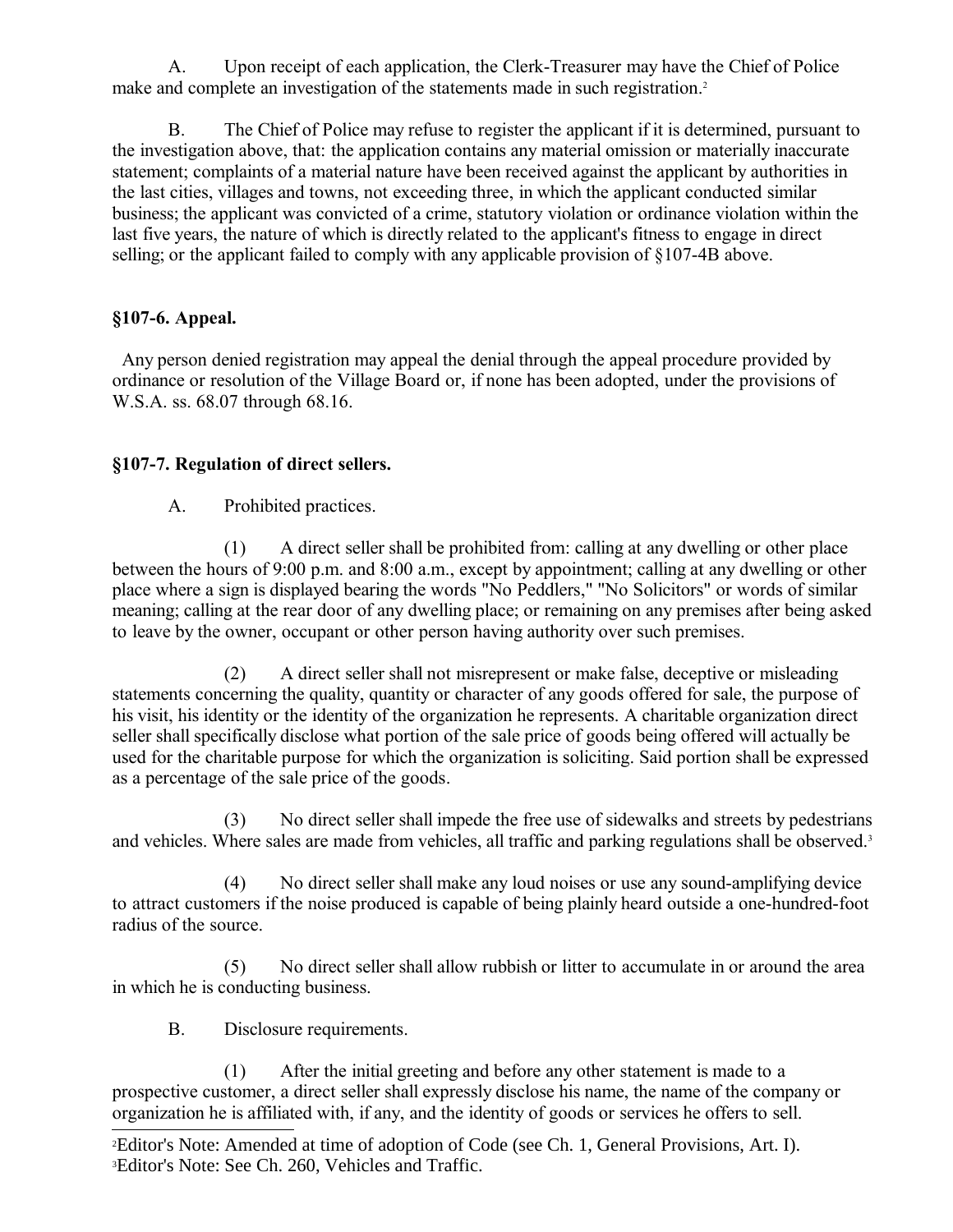A. Upon receipt of each application, the Clerk-Treasurer may have the Chief of Police make and complete an investigation of the statements made in such registration.[2]

B. The Chief of Police may refuse to register the applicant if it is determined, pursuant to the investigation above, that: the application contains any material omission or materially inaccurate statement; complaints of a material nature have been received against the applicant by authorities in the last cities, villages and towns, not exceeding three, in which the applicant conducted similar business; the applicant was convicted of a crime, statutory violation or ordinance violation within the last five years, the nature of which is directly related to the applicant's fitness to engage in direct selling; or the applicant failed to comply with any applicable provision of §107-4B above.

### §107-6. Appeal.

Any person denied registration may appeal the denial through the appeal procedure provided by ordinance or resolution of the Village Board or, if none has been adopted, under the provisions of W.S.A. ss. 68.07 through 68.16.

### §107-7. Regulation of direct sellers.

A. Prohibited practices.

(1) A direct seller shall be prohibited from: calling at any dwelling or other place between the hours of 9:00 p.m. and 8:00 a.m., except by appointment; calling at any dwelling or other place where a sign is displayed bearing the words "No Peddlers," "No Solicitors" or words of similar meaning; calling at the rear door of any dwelling place; or remaining on any premises after being asked to leave by the owner, occupant or other person having authority over such premises.

(2) A direct seller shall not misrepresent or make false, deceptive or misleading statements concerning the quality, quantity or character of any goods offered for sale, the purpose of his visit, his identity or the identity of the organization he represents. A charitable organization direct seller shall specifically disclose what portion of the sale price of goods being offered will actually be used for the charitable purpose for which the organization is soliciting. Said portion shall be expressed as a percentage of the sale price of the goods.

(3) No direct seller shall impede the free use of sidewalks and streets by pedestrians and vehicles. Where sales are made from vehicles, all traffic and parking regulations shall be observed.[3]

(4) No direct seller shall make any loud noises or use any sound-amplifying device to attract customers if the noise produced is capable of being plainly heard outside a one-hundred-foot radius of the source.

(5) No direct seller shall allow rubbish or litter to accumulate in or around the area in which he is conducting business.

B. Disclosure requirements.

(1) After the initial greeting and before any other statement is made to a prospective customer, a direct seller shall expressly disclose his name, the name of the company or organization he is affiliated with, if any, and the identity of goods or services he offers to sell.

---

[2] Editor's Note: Amended at time of adoption of Code (see Ch. 1, General Provisions, Art. I).
[3] Editor's Note: See Ch. 260, Vehicles and Traffic.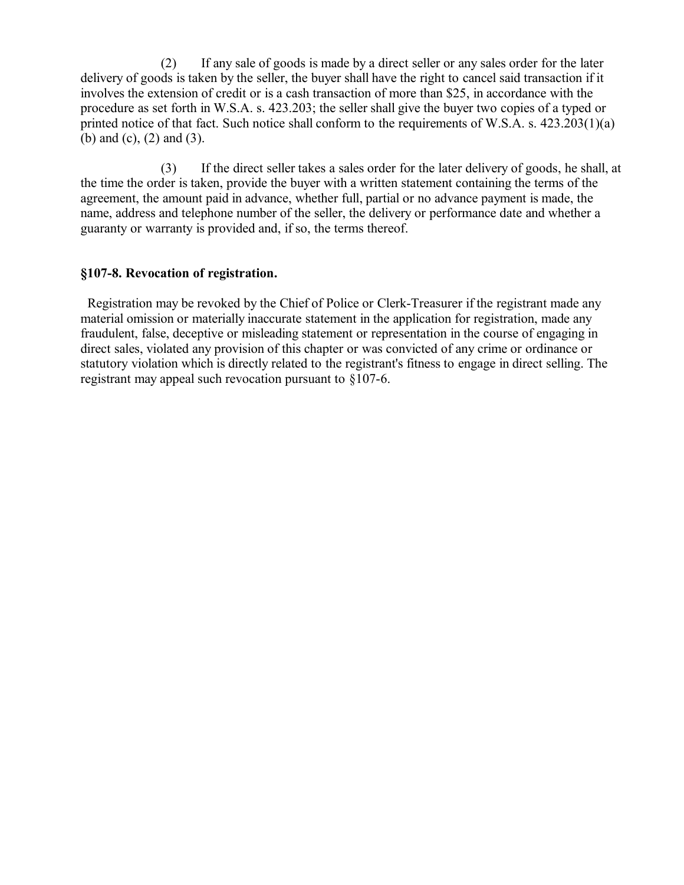(2) If any sale of goods is made by a direct seller or any sales order for the later delivery of goods is taken by the seller, the buyer shall have the right to cancel said transaction if it involves the extension of credit or is a cash transaction of more than $25, in accordance with the procedure as set forth in W.S.A. s. 423.203; the seller shall give the buyer two copies of a typed or printed notice of that fact. Such notice shall conform to the requirements of W.S.A. s. 423.203(1)(a) (b) and (c), (2) and (3).

(3) If the direct seller takes a sales order for the later delivery of goods, he shall, at the time the order is taken, provide the buyer with a written statement containing the terms of the agreement, the amount paid in advance, whether full, partial or no advance payment is made, the name, address and telephone number of the seller, the delivery or performance date and whether a guaranty or warranty is provided and, if so, the terms thereof.

### §107-8. Revocation of registration.

Registration may be revoked by the Chief of Police or Clerk-Treasurer if the registrant made any material omission or materially inaccurate statement in the application for registration, made any fraudulent, false, deceptive or misleading statement or representation in the course of engaging in direct sales, violated any provision of this chapter or was convicted of any crime or ordinance or statutory violation which is directly related to the registrant's fitness to engage in direct selling. The registrant may appeal such revocation pursuant to §107-6.